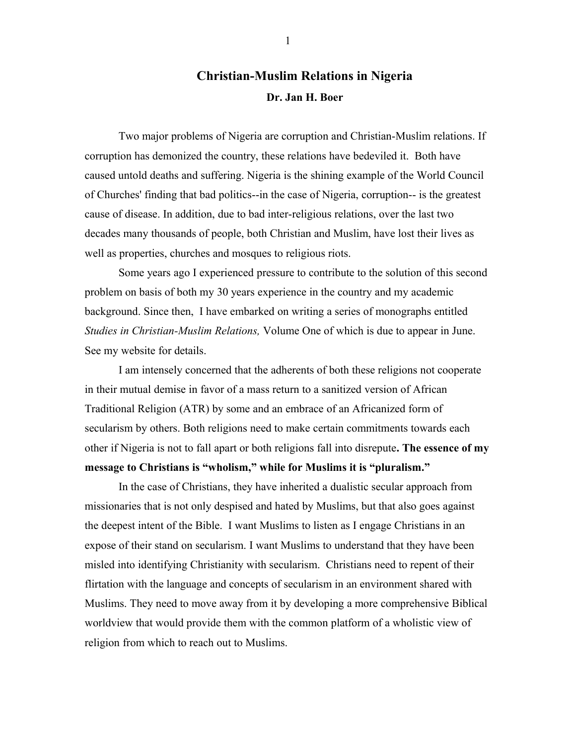# Christian-Muslim Relations in Nigeria

**Dr. Jan H. Boer**

Two major problems of Nigeria are corruption and Christian-Muslim relations. If corruption has demonized the country, these relations have bedeviled it. Both have caused untold deaths and suffering. Nigeria is the shining example of the World Council of Churches' finding that bad politics--in the case of Nigeria, corruption-- is the greatest cause of disease. In addition, due to bad inter-religious relations, over the last two decades many thousands of people, both Christian and Muslim, have lost their lives as well as properties, churches and mosques to religious riots.

Some years ago I experienced pressure to contribute to the solution of this second problem on basis of both my 30 years experience in the country and my academic background. Since then, I have embarked on writing a series of monographs entitled *Studies in Christian-Muslim Relations,* Volume One of which is due to appear in June. See my website for details.

I am intensely concerned that the adherents of both these religions not cooperate in their mutual demise in favor of a mass return to a sanitized version of African Traditional Religion (ATR) by some and an embrace of an Africanized form of secularism by others. Both religions need to make certain commitments towards each other if Nigeria is not to fall apart or both religions fall into disrepute**. The essence of my message to Christians is "wholism," while for Muslims it is "pluralism."**

In the case of Christians, they have inherited a dualistic secular approach from missionaries that is not only despised and hated by Muslims, but that also goes against the deepest intent of the Bible. I want Muslims to listen as I engage Christians in an expose of their stand on secularism. I want Muslims to understand that they have been misled into identifying Christianity with secularism. Christians need to repent of their flirtation with the language and concepts of secularism in an environment shared with Muslims. They need to move away from it by developing a more comprehensive Biblical worldview that would provide them with the common platform of a wholistic view of religion from which to reach out to Muslims.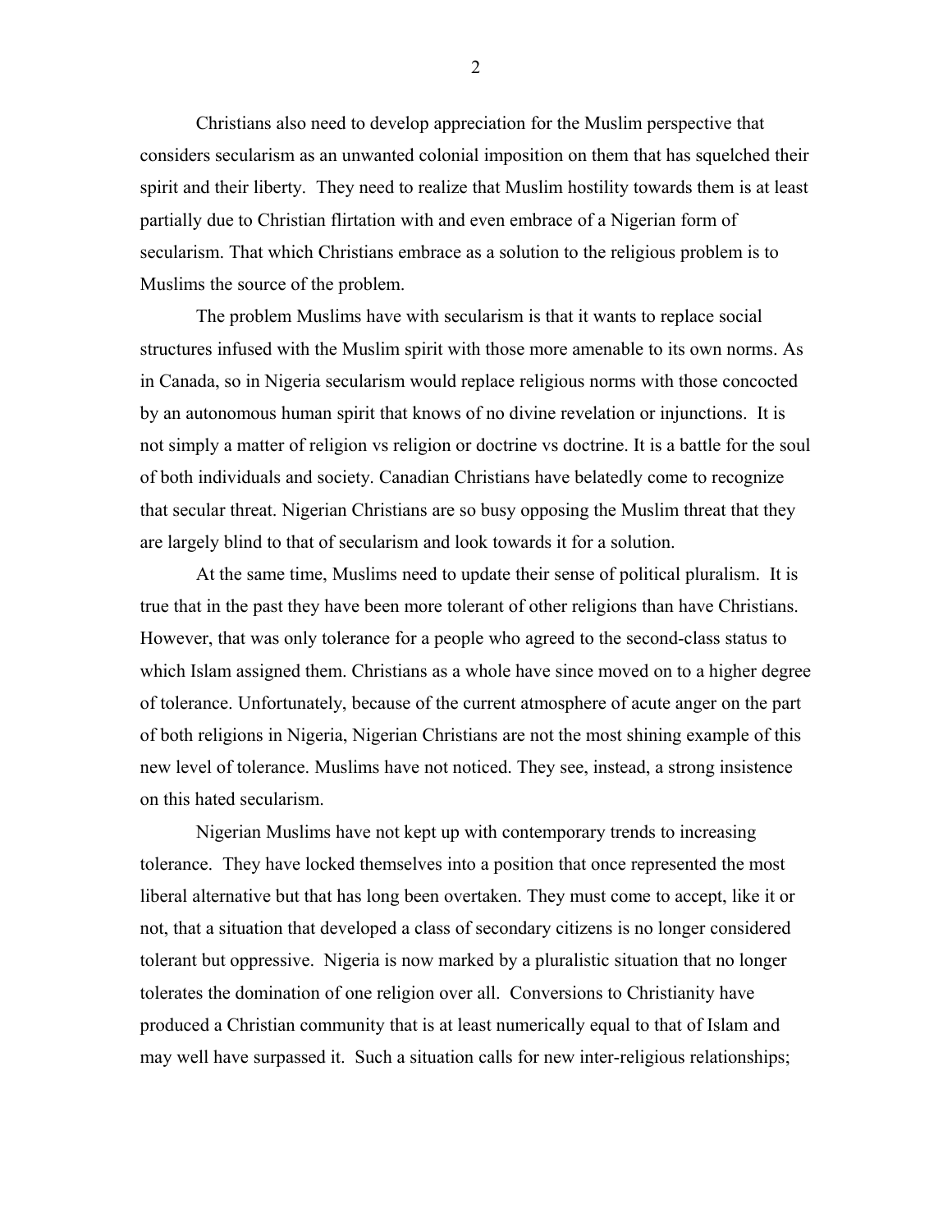Christians also need to develop appreciation for the Muslim perspective that considers secularism as an unwanted colonial imposition on them that has squelched their spirit and their liberty. They need to realize that Muslim hostility towards them is at least partially due to Christian flirtation with and even embrace of a Nigerian form of secularism. That which Christians embrace as a solution to the religious problem is to Muslims the source of the problem.

The problem Muslims have with secularism is that it wants to replace social structures infused with the Muslim spirit with those more amenable to its own norms. As in Canada, so in Nigeria secularism would replace religious norms with those concocted by an autonomous human spirit that knows of no divine revelation or injunctions. It is not simply a matter of religion vs religion or doctrine vs doctrine. It is a battle for the soul of both individuals and society. Canadian Christians have belatedly come to recognize that secular threat. Nigerian Christians are so busy opposing the Muslim threat that they are largely blind to that of secularism and look towards it for a solution.

At the same time, Muslims need to update their sense of political pluralism. It is true that in the past they have been more tolerant of other religions than have Christians. However, that was only tolerance for a people who agreed to the second-class status to which Islam assigned them. Christians as a whole have since moved on to a higher degree of tolerance. Unfortunately, because of the current atmosphere of acute anger on the part of both religions in Nigeria, Nigerian Christians are not the most shining example of this new level of tolerance. Muslims have not noticed. They see, instead, a strong insistence on this hated secularism.

Nigerian Muslims have not kept up with contemporary trends to increasing tolerance. They have locked themselves into a position that once represented the most liberal alternative but that has long been overtaken. They must come to accept, like it or not, that a situation that developed a class of secondary citizens is no longer considered tolerant but oppressive. Nigeria is now marked by a pluralistic situation that no longer tolerates the domination of one religion over all. Conversions to Christianity have produced a Christian community that is at least numerically equal to that of Islam and may well have surpassed it. Such a situation calls for new inter-religious relationships;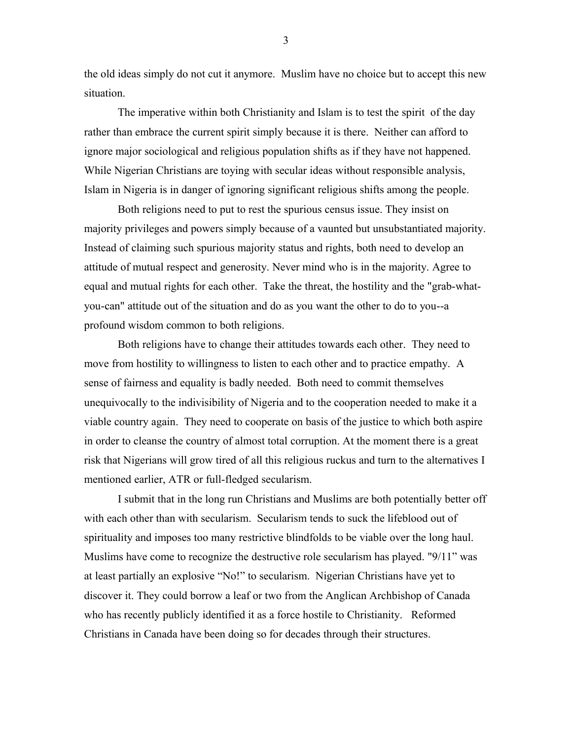the old ideas simply do not cut it anymore.  Muslim have no choice but to accept this new situation.

The imperative within both Christianity and Islam is to test the spirit  of the day rather than embrace the current spirit simply because it is there.  Neither can afford to ignore major sociological and religious population shifts as if they have not happened. While Nigerian Christians are toying with secular ideas without responsible analysis, Islam in Nigeria is in danger of ignoring significant religious shifts among the people.

Both religions need to put to rest the spurious census issue. They insist on majority privileges and powers simply because of a vaunted but unsubstantiated majority. Instead of claiming such spurious majority status and rights, both need to develop an attitude of mutual respect and generosity. Never mind who is in the majority. Agree to equal and mutual rights for each other.  Take the threat, the hostility and the "grab-what-you-can" attitude out of the situation and do as you want the other to do to you--a profound wisdom common to both religions.

Both religions have to change their attitudes towards each other.  They need to move from hostility to willingness to listen to each other and to practice empathy.  A sense of fairness and equality is badly needed.  Both need to commit themselves unequivocally to the indivisibility of Nigeria and to the cooperation needed to make it a viable country again.  They need to cooperate on basis of the justice to which both aspire in order to cleanse the country of almost total corruption. At the moment there is a great risk that Nigerians will grow tired of all this religious ruckus and turn to the alternatives I mentioned earlier, ATR or full-fledged secularism.

I submit that in the long run Christians and Muslims are both potentially better off with each other than with secularism.  Secularism tends to suck the lifeblood out of spirituality and imposes too many restrictive blindfolds to be viable over the long haul. Muslims have come to recognize the destructive role secularism has played. "9/11" was at least partially an explosive "No!" to secularism.  Nigerian Christians have yet to discover it. They could borrow a leaf or two from the Anglican Archbishop of Canada who has recently publicly identified it as a force hostile to Christianity.   Reformed Christians in Canada have been doing so for decades through their structures.